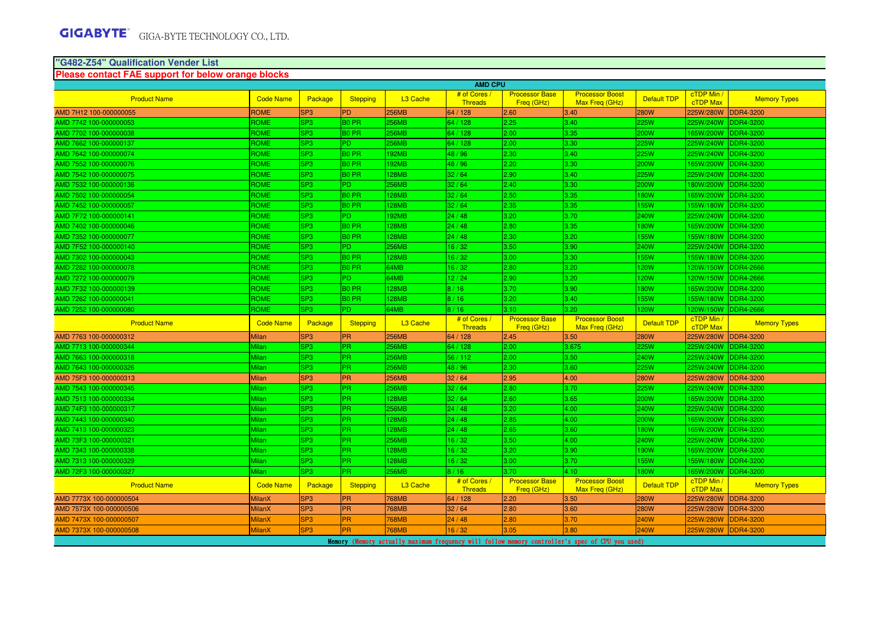**GIGABYTE** GIGA-BYTE TECHNOLOGY CO., LTD.

## "G482-Z54" Qualification Vender List

**Please contact FAE support for below orange blocks**

| AMD CPU | | | | | | | | | | |
|---|---|---|---|---|---|---|---|---|---|---|
| Product Name | Code Name | Package | Stepping | L3 Cache | # of Cores / Threads | Processor Base Freq (GHz) | Processor Boost Max Freq (GHz) | Default TDP | cTDP Min / cTDP Max | Memory Types |
| AMD 7H12 100-000000055 | ROME | SP3 | PD | 256MB | 64 / 128 | 2.60 | 3.40 | 280W | 225W/280W | DDR4-3200 |
| AMD 7742 100-000000053 | ROME | SP3 | B0 PR | 256MB | 64 / 128 | 2.25 | 3.40 | 225W | 225W/240W | DDR4-3200 |
| AMD 7702 100-000000038 | ROME | SP3 | B0 PR | 256MB | 64 / 128 | 2.00 | 3.35 | 200W | 165W/200W | DDR4-3200 |
| AMD 7662 100-000000137 | ROME | SP3 | PD | 256MB | 64 / 128 | 2.00 | 3.30 | 225W | 225W/240W | DDR4-3200 |
| AMD 7642 100-000000074 | ROME | SP3 | B0 PR | 192MB | 48 / 96 | 2.30 | 3.40 | 225W | 225W/240W | DDR4-3200 |
| AMD 7552 100-000000076 | ROME | SP3 | B0 PR | 192MB | 48 / 96 | 2.20 | 3.30 | 200W | 165W/200W | DDR4-3200 |
| AMD 7542 100-000000075 | ROME | SP3 | B0 PR | 128MB | 32 / 64 | 2.90 | 3.40 | 225W | 225W/240W | DDR4-3200 |
| AMD 7532 100-000000136 | ROME | SP3 | PD | 256MB | 32 / 64 | 2.40 | 3.30 | 200W | 180W/200W | DDR4-3200 |
| AMD 7502 100-000000054 | ROME | SP3 | B0 PR | 128MB | 32 / 64 | 2.50 | 3.35 | 180W | 165W/200W | DDR4-3200 |
| AMD 7452 100-000000057 | ROME | SP3 | B0 PR | 128MB | 32 / 64 | 2.35 | 3.35 | 155W | 155W/180W | DDR4-3200 |
| AMD 7F72 100-000000141 | ROME | SP3 | PD | 192MB | 24 / 48 | 3.20 | 3.70 | 240W | 225W/240W | DDR4-3200 |
| AMD 7402 100-000000046 | ROME | SP3 | B0 PR | 128MB | 24 / 48 | 2.80 | 3.35 | 180W | 165W/200W | DDR4-3200 |
| AMD 7352 100-000000077 | ROME | SP3 | B0 PR | 128MB | 24 / 48 | 2.30 | 3.20 | 155W | 155W/180W | DDR4-3200 |
| AMD 7F52 100-000000140 | ROME | SP3 | PD | 256MB | 16 / 32 | 3.50 | 3.90 | 240W | 225W/240W | DDR4-3200 |
| AMD 7302 100-000000043 | ROME | SP3 | B0 PR | 128MB | 16 / 32 | 3.00 | 3.30 | 155W | 155W/180W | DDR4-3200 |
| AMD 7282 100-000000078 | ROME | SP3 | B0 PR | 64MB | 16 / 32 | 2.80 | 3.20 | 120W | 120W/150W | DDR4-2666 |
| AMD 7272 100-000000079 | ROME | SP3 | PD | 64MB | 12 / 24 | 2.90 | 3.20 | 120W | 120W/150W | DDR4-2666 |
| AMD 7F32 100-000000139 | ROME | SP3 | B0 PR | 128MB | 8 / 16 | 3.70 | 3.90 | 180W | 165W/200W | DDR4-3200 |
| AMD 7262 100-000000041 | ROME | SP3 | B0 PR | 128MB | 8 / 16 | 3.20 | 3.40 | 155W | 155W/180W | DDR4-3200 |
| AMD 7252 100-000000080 | ROME | SP3 | PD | 64MB | 8 / 16 | 3.10 | 3.20 | 120W | 120W/150W | DDR4-2666 |
| Product Name | Code Name | Package | Stepping | L3 Cache | # of Cores / Threads | Processor Base Freq (GHz) | Processor Boost Max Freq (GHz) | Default TDP | cTDP Min / cTDP Max | Memory Types |
| AMD 7763 100-000000312 | Milan | SP3 | PR | 256MB | 64 / 128 | 2.45 | 3.50 | 280W | 225W/280W | DDR4-3200 |
| AMD 7713 100-000000344 | Milan | SP3 | PR | 256MB | 64 / 128 | 2.00 | 3.675 | 225W | 225W/240W | DDR4-3200 |
| AMD 7663 100-000000318 | Milan | SP3 | PR | 256MB | 56 / 112 | 2.00 | 3.50 | 240W | 225W/240W | DDR4-3200 |
| AMD 7643 100-000000326 | Milan | SP3 | PR | 256MB | 48 / 96 | 2.30 | 3.60 | 225W | 225W/240W | DDR4-3200 |
| AMD 75F3 100-000000313 | Milan | SP3 | PR | 256MB | 32 / 64 | 2.95 | 4.00 | 280W | 225W/280W | DDR4-3200 |
| AMD 7543 100-000000345 | Milan | SP3 | PR | 256MB | 32 / 64 | 2.80 | 3.70 | 225W | 225W/240W | DDR4-3200 |
| AMD 7513 100-000000334 | Milan | SP3 | PR | 128MB | 32 / 64 | 2.60 | 3.65 | 200W | 165W/200W | DDR4-3200 |
| AMD 74F3 100-000000317 | Milan | SP3 | PR | 256MB | 24 / 48 | 3.20 | 4.00 | 240W | 225W/240W | DDR4-3200 |
| AMD 7443 100-000000340 | Milan | SP3 | PR | 128MB | 24 / 48 | 2.85 | 4.00 | 200W | 165W/200W | DDR4-3200 |
| AMD 7413 100-000000323 | Milan | SP3 | PR | 128MB | 24 / 48 | 2.65 | 3.60 | 180W | 165W/200W | DDR4-3200 |
| AMD 73F3 100-000000321 | Milan | SP3 | PR | 256MB | 16 / 32 | 3.50 | 4.00 | 240W | 225W/240W | DDR4-3200 |
| AMD 7343 100-000000338 | Milan | SP3 | PR | 128MB | 16 / 32 | 3.20 | 3.90 | 190W | 165W/200W | DDR4-3200 |
| AMD 7313 100-000000329 | Milan | SP3 | PR | 128MB | 16 / 32 | 3.00 | 3.70 | 155W | 155W/180W | DDR4-3200 |
| AMD 72F3 100-000000327 | Milan | SP3 | PR | 256MB | 8 / 16 | 3.70 | 4.10 | 180W | 165W/200W | DDR4-3200 |
| Product Name | Code Name | Package | Stepping | L3 Cache | # of Cores / Threads | Processor Base Freq (GHz) | Processor Boost Max Freq (GHz) | Default TDP | cTDP Min / cTDP Max | Memory Types |
| AMD 7773X 100-000000504 | MilanX | SP3 | PR | 768MB | 64 / 128 | 2.20 | 3.50 | 280W | 225W/280W | DDR4-3200 |
| AMD 7573X 100-000000506 | MilanX | SP3 | PR | 768MB | 32 / 64 | 2.80 | 3.60 | 280W | 225W/280W | DDR4-3200 |
| AMD 7473X 100-000000507 | MilanX | SP3 | PR | 768MB | 24 / 48 | 2.80 | 3.70 | 240W | 225W/280W | DDR4-3200 |
| AMD 7373X 100-000000508 | MilanX | SP3 | PR | 768MB | 16 / 32 | 3.05 | 3.80 | 240W | 225W/280W | DDR4-3200 |

Memory (Memory actually maximum frequency will follow memory controller's spec of CPU you used)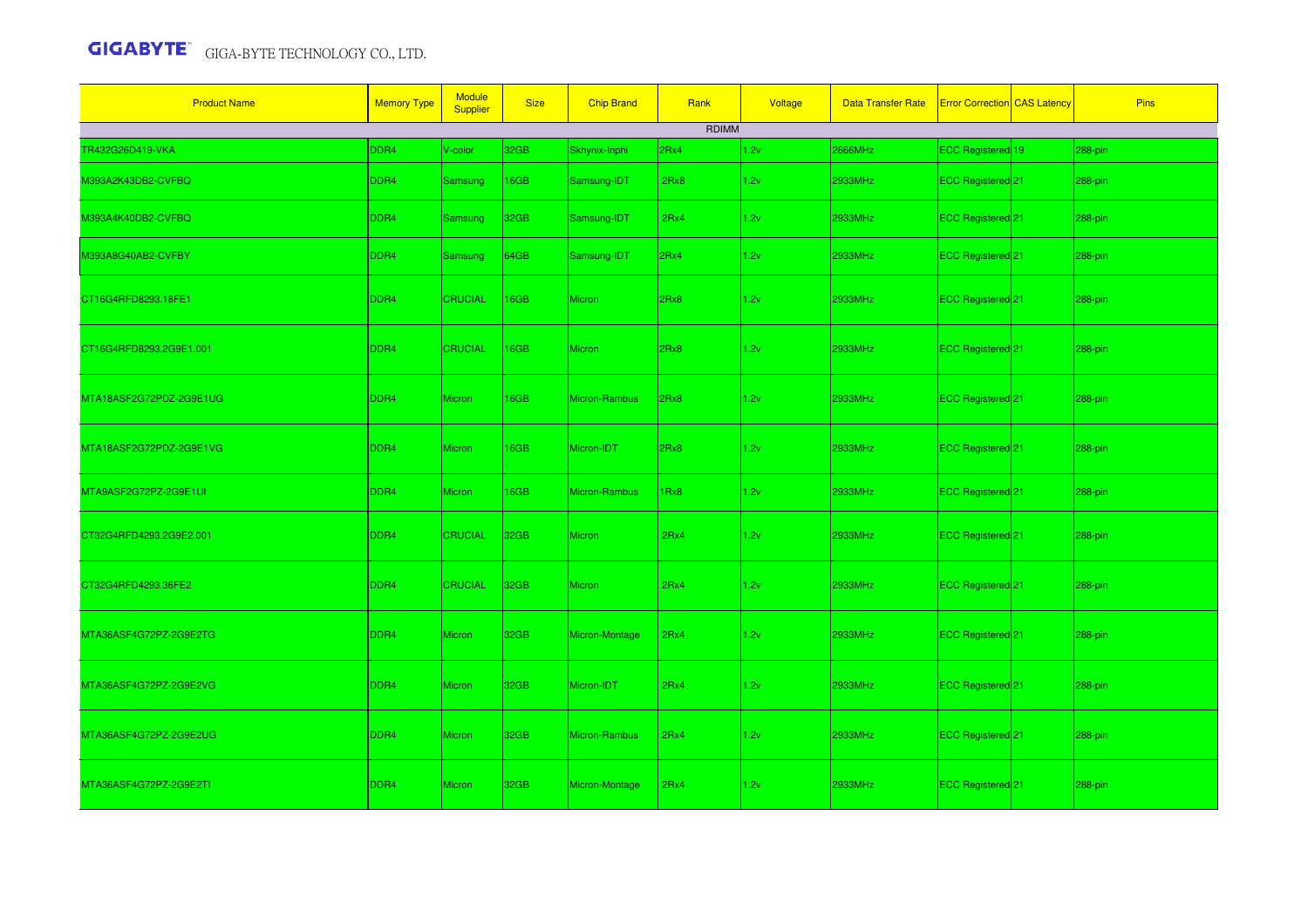| Product Name | Memory Type | Module Supplier | Size | Chip Brand | Rank | Voltage | Data Transfer Rate | Error Correction | CAS Latency | Pins |
|---|---|---|---|---|---|---|---|---|---|---|
| | | | | | RDIMM | | | | | |
| TR432G26D419-VKA | DDR4 | V-color | 32GB | Skhynix-Inphi | 2Rx4 | 1.2v | 2666MHz | ECC Registered | 19 | 288-pin |
| M393A2K43DB2-CVFBQ | DDR4 | Samsung | 16GB | Samsung-IDT | 2Rx8 | 1.2v | 2933MHz | ECC Registered | 21 | 288-pin |
| M393A4K40DB2-CVFBQ | DDR4 | Samsung | 32GB | Samsung-IDT | 2Rx4 | 1.2v | 2933MHz | ECC Registered | 21 | 288-pin |
| M393A8G40AB2-CVFBY | DDR4 | Samsung | 64GB | Samsung-IDT | 2Rx4 | 1.2v | 2933MHz | ECC Registered | 21 | 288-pin |
| CT16G4RFD8293.18FE1 | DDR4 | CRUCIAL | 16GB | Micron | 2Rx8 | 1.2v | 2933MHz | ECC Registered | 21 | 288-pin |
| CT16G4RFD8293.2G9E1.001 | DDR4 | CRUCIAL | 16GB | Micron | 2Rx8 | 1.2v | 2933MHz | ECC Registered | 21 | 288-pin |
| MTA18ASF2G72PDZ-2G9E1UG | DDR4 | Micron | 16GB | Micron-Rambus | 2Rx8 | 1.2v | 2933MHz | ECC Registered | 21 | 288-pin |
| MTA18ASF2G72PDZ-2G9E1VG | DDR4 | Micron | 16GB | Micron-IDT | 2Rx8 | 1.2v | 2933MHz | ECC Registered | 21 | 288-pin |
| MTA9ASF2G72PZ-2G9E1UI | DDR4 | Micron | 16GB | Micron-Rambus | 1Rx8 | 1.2v | 2933MHz | ECC Registered | 21 | 288-pin |
| CT32G4RFD4293.2G9E2.001 | DDR4 | CRUCIAL | 32GB | Micron | 2Rx4 | 1.2v | 2933MHz | ECC Registered | 21 | 288-pin |
| CT32G4RFD4293.36FE2 | DDR4 | CRUCIAL | 32GB | Micron | 2Rx4 | 1.2v | 2933MHz | ECC Registered | 21 | 288-pin |
| MTA36ASF4G72PZ-2G9E2TG | DDR4 | Micron | 32GB | Micron-Montage | 2Rx4 | 1.2v | 2933MHz | ECC Registered | 21 | 288-pin |
| MTA36ASF4G72PZ-2G9E2VG | DDR4 | Micron | 32GB | Micron-IDT | 2Rx4 | 1.2v | 2933MHz | ECC Registered | 21 | 288-pin |
| MTA36ASF4G72PZ-2G9E2UG | DDR4 | Micron | 32GB | Micron-Rambus | 2Rx4 | 1.2v | 2933MHz | ECC Registered | 21 | 288-pin |
| MTA36ASF4G72PZ-2G9E2TI | DDR4 | Micron | 32GB | Micron-Montage | 2Rx4 | 1.2v | 2933MHz | ECC Registered | 21 | 288-pin |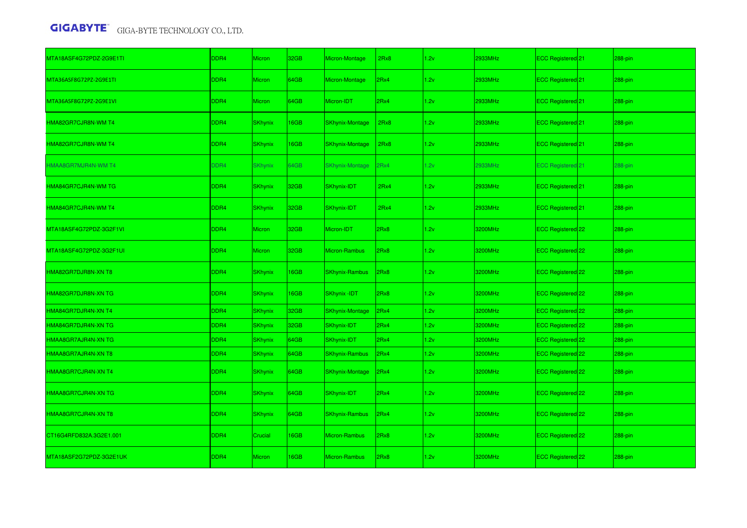| | | | | | | | | | | |
|---|---|---|---|---|---|---|---|---|---|---|
| MTA18ASF4G72PDZ-2G9E1TI | DDR4 | Micron | 32GB | Micron-Montage | 2Rx8 | 1.2v | 2933MHz | ECC Registered | 21 | 288-pin |
| MTA36ASF8G72PZ-2G9E1TI | DDR4 | Micron | 64GB | Micron-Montage | 2Rx4 | 1.2v | 2933MHz | ECC Registered | 21 | 288-pin |
| MTA36ASF8G72PZ-2G9E1VI | DDR4 | Micron | 64GB | Micron-IDT | 2Rx4 | 1.2v | 2933MHz | ECC Registered | 21 | 288-pin |
| HMA82GR7CJR8N-WM T4 | DDR4 | SKhynix | 16GB | SKhynix-Montage | 2Rx8 | 1.2v | 2933MHz | ECC Registered | 21 | 288-pin |
| HMA82GR7CJR8N-WM T4 | DDR4 | SKhynix | 16GB | SKhynix-Montage | 2Rx8 | 1.2v | 2933MHz | ECC Registered | 21 | 288-pin |
| HMAA8GR7MJR4N-WM T4 | DDR4 | SKhynix | 64GB | SKhynix-Montage | 2Rx4 | 1.2v | 2933MHz | ECC Registered | 21 | 288-pin |
| HMA84GR7CJR4N-WM TG | DDR4 | SKhynix | 32GB | SKhynix-IDT | 2Rx4 | 1.2v | 2933MHz | ECC Registered | 21 | 288-pin |
| HMA84GR7CJR4N-WM T4 | DDR4 | SKhynix | 32GB | SKhynix-IDT | 2Rx4 | 1.2v | 2933MHz | ECC Registered | 21 | 288-pin |
| MTA18ASF4G72PDZ-3G2F1VI | DDR4 | Micron | 32GB | Micron-IDT | 2Rx8 | 1.2v | 3200MHz | ECC Registered | 22 | 288-pin |
| MTA18ASF4G72PDZ-3G2F1UI | DDR4 | Micron | 32GB | Micron-Rambus | 2Rx8 | 1.2v | 3200MHz | ECC Registered | 22 | 288-pin |
| HMA82GR7DJR8N-XN T8 | DDR4 | SKhynix | 16GB | SKhynix-Rambus | 2Rx8 | 1.2v | 3200MHz | ECC Registered | 22 | 288-pin |
| HMA82GR7DJR8N-XN TG | DDR4 | SKhynix | 16GB | SKhynix -IDT | 2Rx8 | 1.2v | 3200MHz | ECC Registered | 22 | 288-pin |
| HMA84GR7DJR4N-XN T4 | DDR4 | SKhynix | 32GB | SKhynix-Montage | 2Rx4 | 1.2v | 3200MHz | ECC Registered | 22 | 288-pin |
| HMA84GR7DJR4N-XN TG | DDR4 | SKhynix | 32GB | SKhynix-IDT | 2Rx4 | 1.2v | 3200MHz | ECC Registered | 22 | 288-pin |
| HMAA8GR7AJR4N-XN TG | DDR4 | SKhynix | 64GB | SKhynix-IDT | 2Rx4 | 1.2v | 3200MHz | ECC Registered | 22 | 288-pin |
| HMAA8GR7AJR4N-XN T8 | DDR4 | SKhynix | 64GB | SKhynix-Rambus | 2Rx4 | 1.2v | 3200MHz | ECC Registered | 22 | 288-pin |
| HMAA8GR7CJR4N-XN T4 | DDR4 | SKhynix | 64GB | SKhynix-Montage | 2Rx4 | 1.2v | 3200MHz | ECC Registered | 22 | 288-pin |
| HMAA8GR7CJR4N-XN TG | DDR4 | SKhynix | 64GB | SKhynix-IDT | 2Rx4 | 1.2v | 3200MHz | ECC Registered | 22 | 288-pin |
| HMAA8GR7CJR4N-XN T8 | DDR4 | SKhynix | 64GB | SKhynix-Rambus | 2Rx4 | 1.2v | 3200MHz | ECC Registered | 22 | 288-pin |
| CT16G4RFD832A.3G2E1.001 | DDR4 | Crucial | 16GB | Micron-Rambus | 2Rx8 | 1.2v | 3200MHz | ECC Registered | 22 | 288-pin |
| MTA18ASF2G72PDZ-3G2E1UK | DDR4 | Micron | 16GB | Micron-Rambus | 2Rx8 | 1.2v | 3200MHz | ECC Registered | 22 | 288-pin |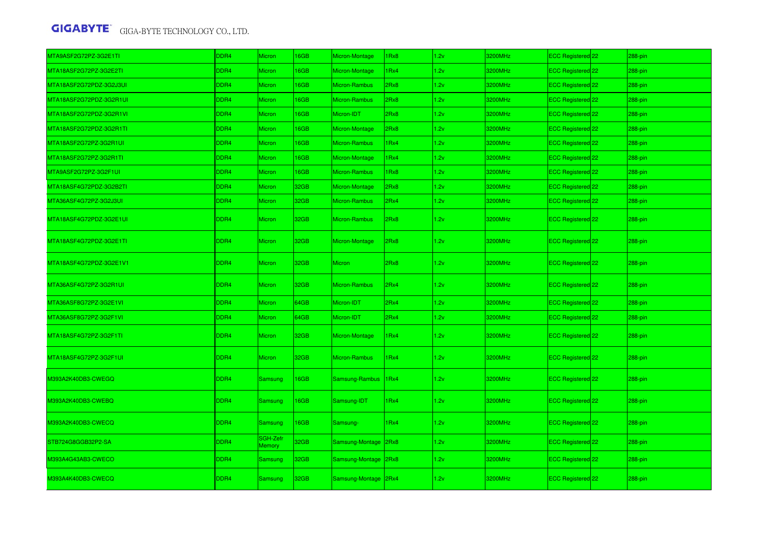| | | | | | | | | | | |
|---|---|---|---|---|---|---|---|---|---|---|
| MTA9ASF2G72PZ-3G2E1TI | DDR4 | Micron | 16GB | Micron-Montage | 1Rx8 | 1.2v | 3200MHz | ECC Registered | 22 | 288-pin |
| MTA18ASF2G72PZ-3G2E2TI | DDR4 | Micron | 16GB | Micron-Montage | 1Rx4 | 1.2v | 3200MHz | ECC Registered | 22 | 288-pin |
| MTA18ASF2G72PDZ-3G2J3UI | DDR4 | Micron | 16GB | Micron-Rambus | 2Rx8 | 1.2v | 3200MHz | ECC Registered | 22 | 288-pin |
| MTA18ASF2G72PDZ-3G2R1UI | DDR4 | Micron | 16GB | Micron-Rambus | 2Rx8 | 1.2v | 3200MHz | ECC Registered | 22 | 288-pin |
| MTA18ASF2G72PDZ-3G2R1VI | DDR4 | Micron | 16GB | Micron-IDT | 2Rx8 | 1.2v | 3200MHz | ECC Registered | 22 | 288-pin |
| MTA18ASF2G72PDZ-3G2R1TI | DDR4 | Micron | 16GB | Micron-Montage | 2Rx8 | 1.2v | 3200MHz | ECC Registered | 22 | 288-pin |
| MTA18ASF2G72PZ-3G2R1UI | DDR4 | Micron | 16GB | Micron-Rambus | 1Rx4 | 1.2v | 3200MHz | ECC Registered | 22 | 288-pin |
| MTA18ASF2G72PZ-3G2R1TI | DDR4 | Micron | 16GB | Micron-Montage | 1Rx4 | 1.2v | 3200MHz | ECC Registered | 22 | 288-pin |
| MTA9ASF2G72PZ-3G2F1UI | DDR4 | Micron | 16GB | Micron-Rambus | 1Rx8 | 1.2v | 3200MHz | ECC Registered | 22 | 288-pin |
| MTA18ASF4G72PDZ-3G2B2TI | DDR4 | Micron | 32GB | Micron-Montage | 2Rx8 | 1.2v | 3200MHz | ECC Registered | 22 | 288-pin |
| MTA36ASF4G72PZ-3G2J3UI | DDR4 | Micron | 32GB | Micron-Rambus | 2Rx4 | 1.2v | 3200MHz | ECC Registered | 22 | 288-pin |
| MTA18ASF4G72PDZ-3G2E1UI | DDR4 | Micron | 32GB | Micron-Rambus | 2Rx8 | 1.2v | 3200MHz | ECC Registered | 22 | 288-pin |
| MTA18ASF4G72PDZ-3G2E1TI | DDR4 | Micron | 32GB | Micron-Montage | 2Rx8 | 1.2v | 3200MHz | ECC Registered | 22 | 288-pin |
| MTA18ASF4G72PDZ-3G2E1V1 | DDR4 | Micron | 32GB | Micron | 2Rx8 | 1.2v | 3200MHz | ECC Registered | 22 | 288-pin |
| MTA36ASF4G72PZ-3G2R1UI | DDR4 | Micron | 32GB | Micron-Rambus | 2Rx4 | 1.2v | 3200MHz | ECC Registered | 22 | 288-pin |
| MTA36ASF8G72PZ-3G2E1VI | DDR4 | Micron | 64GB | Micron-IDT | 2Rx4 | 1.2v | 3200MHz | ECC Registered | 22 | 288-pin |
| MTA36ASF8G72PZ-3G2F1VI | DDR4 | Micron | 64GB | Micron-IDT | 2Rx4 | 1.2v | 3200MHz | ECC Registered | 22 | 288-pin |
| MTA18ASF4G72PZ-3G2F1TI | DDR4 | Micron | 32GB | Micron-Montage | 1Rx4 | 1.2v | 3200MHz | ECC Registered | 22 | 288-pin |
| MTA18ASF4G72PZ-3G2F1UI | DDR4 | Micron | 32GB | Micron-Rambus | 1Rx4 | 1.2v | 3200MHz | ECC Registered | 22 | 288-pin |
| M393A2K40DB3-CWEGQ | DDR4 | Samsung | 16GB | Samsung-Rambus | 1Rx4 | 1.2v | 3200MHz | ECC Registered | 22 | 288-pin |
| M393A2K40DB3-CWEBQ | DDR4 | Samsung | 16GB | Samsung-IDT | 1Rx4 | 1.2v | 3200MHz | ECC Registered | 22 | 288-pin |
| M393A2K40DB3-CWECQ | DDR4 | Samsung | 16GB | Samsung- | 1Rx4 | 1.2v | 3200MHz | ECC Registered | 22 | 288-pin |
| STB724G8GGB32P2-SA | DDR4 | SGH-Zefr Memory | 32GB | Samsung-Montage | 2Rx8 | 1.2v | 3200MHz | ECC Registered | 22 | 288-pin |
| M393A4G43AB3-CWECO | DDR4 | Samsung | 32GB | Samsung-Montage | 2Rx8 | 1.2v | 3200MHz | ECC Registered | 22 | 288-pin |
| M393A4K40DB3-CWECQ | DDR4 | Samsung | 32GB | Samsung-Montage | 2Rx4 | 1.2v | 3200MHz | ECC Registered | 22 | 288-pin |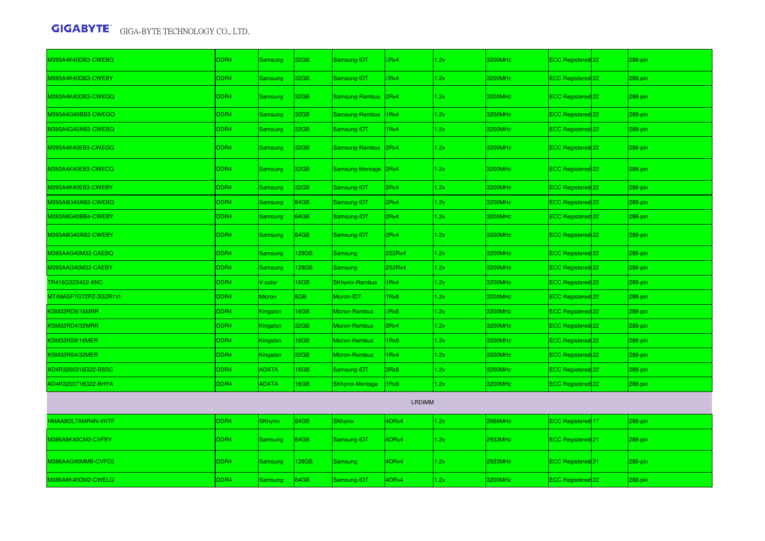| | | | | | | | | | | |
|---|---|---|---|---|---|---|---|---|---|---|
| M393A4K40DB3-CWEBQ | DDR4 | Samsung | 32GB | Samsung-IDT | 2Rx4 | 1.2v | 3200MHz | ECC Registered | 22 | 288-pin |
| M393A4K40DB3-CWEBY | DDR4 | Samsung | 32GB | Samsung-IDT | 2Rx4 | 1.2v | 3200MHz | ECC Registered | 22 | 288-pin |
| M393A4K40DB3-CWEGQ | DDR4 | Samsung | 32GB | Samsung-Rambus | 2Rx4 | 1.2v | 3200MHz | ECC Registered | 22 | 288-pin |
| M393A4G40BB3-CWEGQ | DDR4 | Samsung | 32GB | Samsung-Rambus | 1Rx4 | 1.2v | 3200MHz | ECC Registered | 22 | 288-pin |
| M393A4G40AB3-CWEBQ | DDR4 | Samsung | 32GB | Samsung-IDT | 1Rx4 | 1.2v | 3200MHz | ECC Registered | 22 | 288-pin |
| M393A4K40EB3-CWEGQ | DDR4 | Samsung | 32GB | Samsung-Rambus | 2Rx4 | 1.2v | 3200MHz | ECC Registered | 22 | 288-pin |
| M393A4K40EB3-CWECQ | DDR4 | Samsung | 32GB | Samsung-Montage | 2Rx4 | 1.2v | 3200MHz | ECC Registered | 22 | 288-pin |
| M393A4K40EB3-CWEBY | DDR4 | Samsung | 32GB | Samsung-IDT | 2Rx4 | 1.2v | 3200MHz | ECC Registered | 22 | 288-pin |
| M393A8G40AB2-CWEBQ | DDR4 | Samsung | 64GB | Samsung-IDT | 2Rx4 | 1.2v | 3200MHz | ECC Registered | 22 | 288-pin |
| M393A8G40BB4-CWEBY | DDR4 | Samsung | 64GB | Samsung-IDT | 2Rx4 | 1.2v | 3200MHz | ECC Registered | 22 | 288-pin |
| M393A8G40AB2-CWEBY | DDR4 | Samsung | 64GB | Samsung-IDT | 2Rx4 | 1.2v | 3200MHz | ECC Registered | 22 | 288-pin |
| M393AAG40M32-CAEBQ | DDR4 | Samsung | 128GB | Samsung | 2S2Rx4 | 1.2v | 3200MHz | ECC Registered | 22 | 288-pin |
| M393AAG40M32-CAEBY | DDR4 | Samsung | 128GB | Samsung | 2S2Rx4 | 1.2v | 3200MHz | ECC Registered | 22 | 288-pin |
| TR416G32S422-XNC | DDR4 | V-color | 16GB | SKhynix-Rambus | 1Rx4 | 1.2v | 3200MHz | ECC Registered | 22 | 288-pin |
| MTA9ASF1G72PZ-3G2R1VI | DDR4 | Micron | 8GB | Micron-IDT | 1Rx8 | 1.2v | 3200MHz | ECC Registered | 22 | 288-pin |
| KSM32RD8/16MRR | DDR4 | Kingston | 16GB | Micron-Rambus | 2Rx8 | 1.2v | 3200MHz | ECC Registered | 22 | 288-pin |
| KSM32RD4/32MRR | DDR4 | Kingston | 32GB | Micron-Rambus | 2Rx4 | 1.2v | 3200MHz | ECC Registered | 22 | 288-pin |
| KSM32RS8/16MER | DDR4 | Kingston | 16GB | Micron-Rambus | 1Rx8 | 1.2v | 3200MHz | ECC Registered | 22 | 288-pin |
| KSM32RS4/32MER | DDR4 | Kingston | 32GB | Micron-Rambus | 1Rx4 | 1.2v | 3200MHz | ECC Registered | 22 | 288-pin |
| AD4R3200316G22-BSSC | DDR4 | ADATA | 16GB | Samsung-IDT | 2Rx8 | 1.2v | 3200MHz | ECC Registered | 22 | 288-pin |
| AD4R3200716G22-BHYA | DDR4 | ADATA | 16GB | SKhynix-Montage | 1Rx8 | 1.2v | 3200MHz | ECC Registered | 22 | 288-pin |
| LRDIMM | | | | | | | | | | |
| HMAA8GL7AMR4N-VKTF | DDR4 | SKhynix | 64GB | SKhynix | 4DRx4 | 1.2v | 2666MHz | ECC Registered | 17 | 288-pin |
| M386A8K40CM2-CVFBY | DDR4 | Samsung | 64GB | Samsung-IDT | 4DRx4 | 1.2v | 2933MHz | ECC Registered | 21 | 288-pin |
| M386AAG40MMB-CVFC0 | DDR4 | Samsung | 128GB | Samsung | 4DRx4 | 1.2v | 2933MHz | ECC Registered | 21 | 288-pin |
| M386A8K40DM2-CWELQ | DDR4 | Samsung | 64GB | Samsung-IDT | 4DRx4 | 1.2v | 3200MHz | ECC Registered | 22 | 288-pin |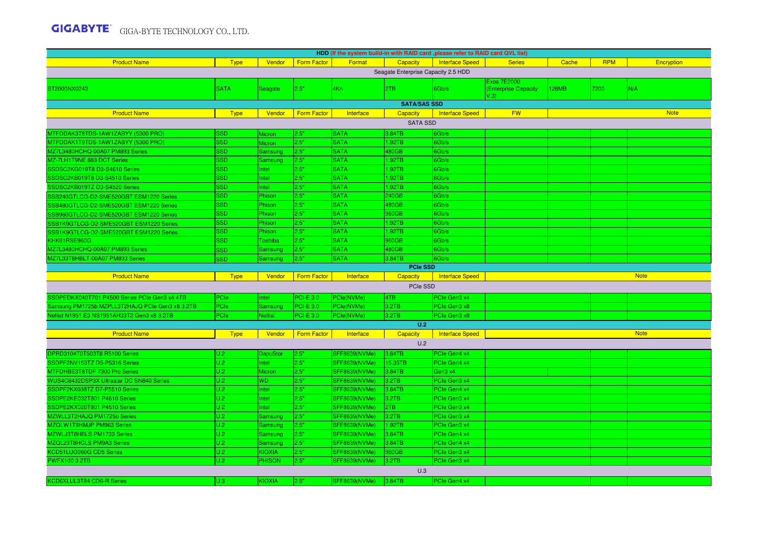| HDD (If the system build-in with RAID card ,please refer to RAID card QVL list) | | | | | | | | | | |
|---|---|---|---|---|---|---|---|---|---|---|
| Product Name | Type | Vendor | Form Factor | Format | Capacity | Interface Speed | Series | Cache | RPM | Encryption |
| Seagate Enterprise Capacity 2.5 HDD | | | | | | | | | | |
| ST2000NX0243 | SATA | Seagate | 2.5" | 4Kn | 2TB | 6Gb/s | Exos 7E2000 (Enterprise Capacity V.3) | 128MB | 7200 | N/A |

| SATA/SAS SSD | | | | | | | | |
|---|---|---|---|---|---|---|---|---|
| Product Name | Type | Vendor | Form Factor | Interface | Capacity | Interface Speed | FW | Note |
| SATA SSD | | | | | | | | |
| MTFDDAK3T8TDS-1AW1ZABYY (5300 PRO) | SSD | Micron | 2.5" | SATA | 3.84TB | 6Gb/s | | |
| MTFDDAK1T9TDS-1AW1ZABYY (5300 PRO) | SSD | Micron | 2.5" | SATA | 1.92TB | 6Gb/s | | |
| MZ7L3480HCHQ-00A07 PM893 Series | SSD | Samsung | 2.5" | SATA | 480GB | 6Gb/s | | |
| MZ-7LH1T9NE 883 DCT Series | SSD | Samsung | 2.5" | SATA | 1.92TB | 6Gb/s | | |
| SSDSC2KG019T8 D3-S4610 Series | SSD | Intel | 2.5" | SATA | 1.92TB | 6Gb/s | | |
| SSDSC2KB019T8 D3-S4510 Series | SSD | Intel | 2.5" | SATA | 1.92TB | 6Gb/s | | |
| SSDSC2KB019TZ D3-S4520 Series | SSD | Intel | 2.5" | SATA | 1.92TB | 6Gb/s | | |
| SSB240GTLCG-D2-SME520GBT ESM1220 Series | SSD | Phison | 2.5" | SATA | 240GB | 6Gb/s | | |
| SSB480GTLCG-D2-SME520GBT ESM1220 Series | SSD | Phison | 2.5" | SATA | 480GB | 6Gb/s | | |
| SSB960GTLCG-D2-SME520GBT ESM1220 Series | SSD | Phison | 2.5" | SATA | 960GB | 6Gb/s | | |
| SSB1K9GTLCG-D2-SME520GBT ESM1220 Series | SSD | Phison | 2.5" | SATA | 1.92TB | 6Gb/s | | |
| SSB1K9GTLCG-D2-SME520GBT ESM1220 Series | SSD | Phison | 2.5" | SATA | 1.92TB | 6Gb/s | | |
| KHK61RSE960G | SSD | Toshiba | 2.5" | SATA | 960GB | 6Gb/s | | |
| MZ7L3480HCHQ-00A07 PM893 Series | SSD | Samsung | 2.5" | SATA | 480GB | 6Gb/s | | |
| MZ7L33T8HBLT-00A07 PM893 Series | SSD | Samsung | 2.5" | SATA | 3.84TB | 6Gb/s | | |

| PCIe SSD | | | | | | | |
|---|---|---|---|---|---|---|---|
| Product Name | Type | Vendor | Form Factor | Interface | Capacity | Interface Speed | Note |
| PCIe SSD | | | | | | | |
| SSDPEDKX040T701 P4500 Series PCIe Gen3 x4 4TB | PCIe | Intel | PCI-E 3.0 | PCIe(NVMe) | 4TB | PCIe Gen3 x4 | |
| Samsung PM1725b MZPLL3T2HAJQ PCIe Gen3 x8 3.2TB | PCIe | Samsung | PCI-E 3.0 | PCIe(NVMe) | 3.2TB | PCIe Gen3 x8 | |
| Netlist N1951 E3 NS1951AH33T2 Gen3 x8 3.2TB | PCIe | Netlist | PCI-E 3.0 | PCIe(NVMe) | 3.2TB | PCIe Gen3 x8 | |

| U.2 | | | | | | | |
|---|---|---|---|---|---|---|---|
| Product Name | Type | Vendor | Form Factor | Interface | Capacity | Interface Speed | Note |
| U.2 | | | | | | | |
| DPRD3104T0T503T8 R5100 Series | U.2 | DapuStor | 2.5" | SFF8639(NVMe) | 3.84TB | PCIe Gen4 x4 | |
| SSDPF2NV153TZ D5-P5316 Series | U.2 | Intel | 2.5" | SFF8639(NVMe) | 15.35TB | PCIe Gen4 x4 | |
| MTFDHBE3T8TDF 7300 Pro Series | U.2 | Micron | 2.5" | SFF8639(NVMe) | 3.84TB | Gen3 x4 | |
| WUS4C6432DSP3X Ultrastar DC SN840 Series | U.2 | WD | 2.5" | SFF8639(NVMe) | 3.2TB | PCIe Gen3 x4 | |
| SSDPF2KX038TZ D7-P5510 Series | U.2 | Intel | 2.5" | SFF8639(NVMe) | 3.84TB | PCIe Gen4 x4 | |
| SSDPE2KE032T801 P4610 Series | U.2 | Intel | 2.5" | SFF8639(NVMe) | 3.2TB | PCIe Gen3 x4 | |
| SSDPE2KX020T801 P4510 Series | U.2 | Intel | 2.5" | SFF8639(NVMe) | 2TB | PCIe Gen3 x4 | |
| MZWLL3T2HAJQ PM1725b Series | U.2 | Samsung | 2.5" | SFF8639(NVMe) | 3.2TB | PCIe Gen3 x4 | |
| MZQLW1T9HMJP PM963 Series | U.2 | Samsung | 2.5" | SFF8639(NVMe) | 1.92TB | PCIe Gen3 x4 | |
| MZWLJ3T8HBLS PM1733 Series | U.2 | Samsung | 2.5" | SFF8639(NVMe) | 3.84TB | PCIe Gen4 x4 | |
| MZQL23T8HCLS PM9A3 Series | U.2 | Samsung | 2.5" | SFF8639(NVMe) | 3.84TB | PCIe Gen4 x4 | |
| KCD51LUG960G CD5 Series | U.2 | KIOXIA | 2.5" | SFF8639(NVMe) | 960GB | PCIe Gen3 x4 | |
| PWFX100 3.2TB | U.2 | PHISON | 2.5" | SFF8639(NVMe) | 3.2TB | PCIe Gen3 x4 | |
| U.3 | | | | | | | |
| KCD6XLUL3T84 CD6-R Series | U.3 | KIOXIA | 2.5" | SFF8639(NVMe) | 3.84TB | PCIe Gen4 x4 | |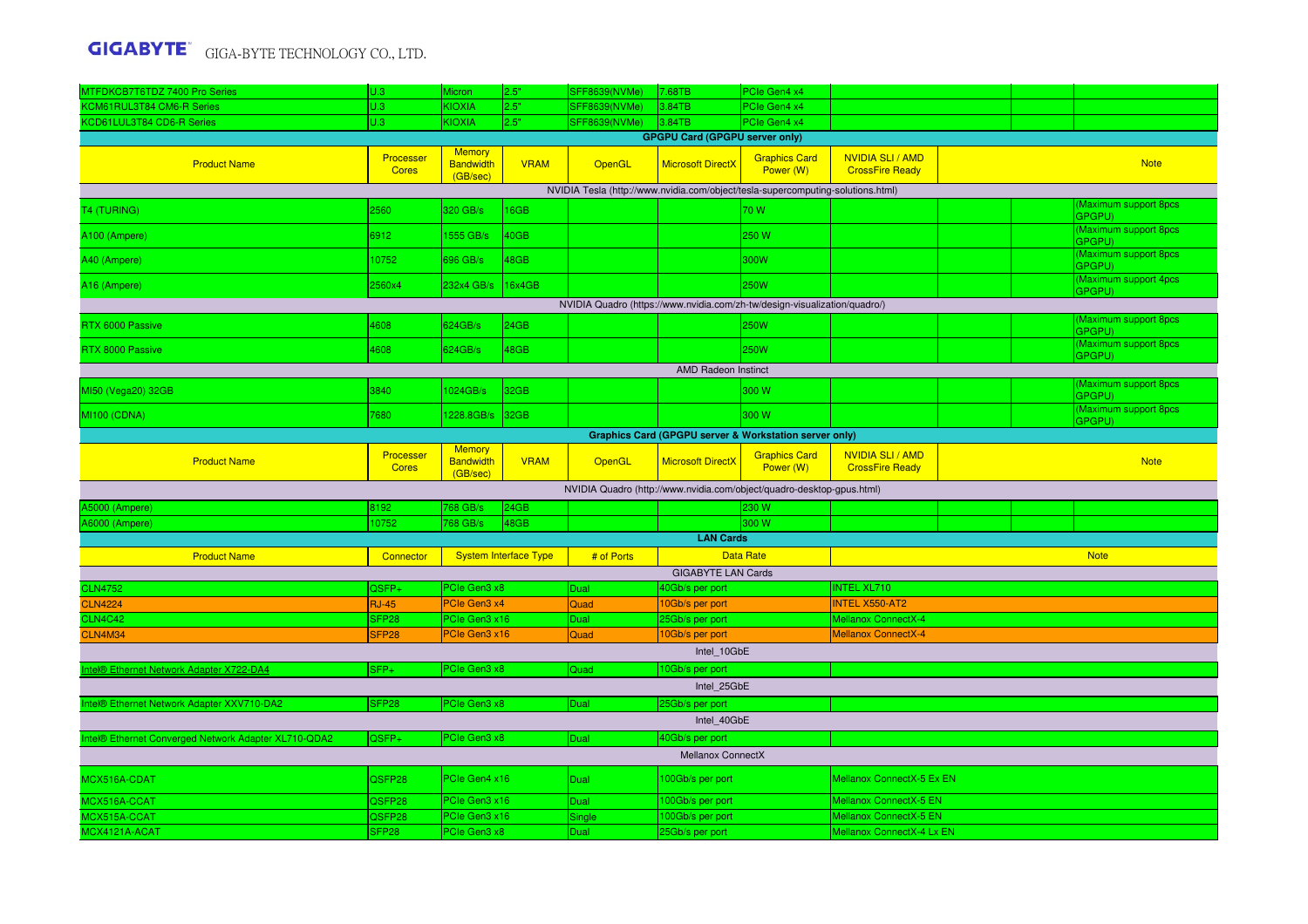| | | | | | | | | | |
|---|---|---|---|---|---|---|---|---|---|
| MTFDKCB7T6TDZ 7400 Pro Series | U.3 | Micron | 2.5" | SFF8639(NVMe) | 7.68TB | PCIe Gen4 x4 | | | |
| KCM61RUL3T84 CM6-R Series | U.3 | KIOXIA | 2.5" | SFF8639(NVMe) | 3.84TB | PCIe Gen4 x4 | | | |
| KCD61LUL3T84 CD6-R Series | U.3 | KIOXIA | 2.5" | SFF8639(NVMe) | 3.84TB | PCIe Gen4 x4 | | | |

**GPGPU Card (GPGPU server only)**

| Product Name | Processer Cores | Memory Bandwidth (GB/sec) | VRAM | OpenGL | Microsoft DirectX | Graphics Card Power (W) | NVIDIA SLI / AMD CrossFire Ready | | | Note |
|---|---|---|---|---|---|---|---|---|---|---|
| NVIDIA Tesla (http://www.nvidia.com/object/tesla-supercomputing-solutions.html) | | | | | | | | | | |
| T4 (TURING) | 2560 | 320 GB/s | 16GB | | | 70 W | | | | (Maximum support 8pcs GPGPU) |
| A100 (Ampere) | 6912 | 1555 GB/s | 40GB | | | 250 W | | | | (Maximum support 8pcs GPGPU) |
| A40 (Ampere) | 10752 | 696 GB/s | 48GB | | | 300W | | | | (Maximum support 8pcs GPGPU) |
| A16 (Ampere) | 2560x4 | 232x4 GB/s | 16x4GB | | | 250W | | | | (Maximum support 4pcs GPGPU) |
| NVIDIA Quadro (https://www.nvidia.com/zh-tw/design-visualization/quadro/) | | | | | | | | | | |
| RTX 6000 Passive | 4608 | 624GB/s | 24GB | | | 250W | | | | (Maximum support 8pcs GPGPU) |
| RTX 8000 Passive | 4608 | 624GB/s | 48GB | | | 250W | | | | (Maximum support 8pcs GPGPU) |
| AMD Radeon Instinct | | | | | | | | | | |
| MI50 (Vega20) 32GB | 3840 | 1024GB/s | 32GB | | | 300 W | | | | (Maximum support 8pcs GPGPU) |
| MI100 (CDNA) | 7680 | 1228.8GB/s | 32GB | | | 300 W | | | | (Maximum support 8pcs GPGPU) |

**Graphics Card (GPGPU server & Workstation server only)**

| Product Name | Processer Cores | Memory Bandwidth (GB/sec) | VRAM | OpenGL | Microsoft DirectX | Graphics Card Power (W) | NVIDIA SLI / AMD CrossFire Ready | | | Note |
|---|---|---|---|---|---|---|---|---|---|---|
| NVIDIA Quadro (http://www.nvidia.com/object/quadro-desktop-gpus.html) | | | | | | | | | | |
| A5000 (Ampere) | 8192 | 768 GB/s | 24GB | | | 230 W | | | | |
| A6000 (Ampere) | 10752 | 768 GB/s | 48GB | | | 300 W | | | | |

**LAN Cards**

| Product Name | Connector | System Interface Type | # of Ports | Data Rate | Note |
|---|---|---|---|---|---|
| GIGABYTE LAN Cards | | | | | |
| CLN4752 | QSFP+ | PCIe Gen3 x8 | Dual | 40Gb/s per port | INTEL XL710 |
| CLN4224 | RJ-45 | PCIe Gen3 x4 | Quad | 10Gb/s per port | INTEL X550-AT2 |
| CLN4C42 | SFP28 | PCIe Gen3 x16 | Dual | 25Gb/s per port | Mellanox ConnectX-4 |
| CLN4M34 | SFP28 | PCIe Gen3 x16 | Quad | 10Gb/s per port | Mellanox ConnectX-4 |
| Intel_10GbE | | | | | |
| Intel® Ethernet Network Adapter X722-DA4 | SFP+ | PCIe Gen3 x8 | Quad | 10Gb/s per port | |
| Intel_25GbE | | | | | |
| Intel® Ethernet Network Adapter XXV710-DA2 | SFP28 | PCIe Gen3 x8 | Dual | 25Gb/s per port | |
| Intel_40GbE | | | | | |
| Intel® Ethernet Converged Network Adapter XL710-QDA2 | QSFP+ | PCIe Gen3 x8 | Dual | 40Gb/s per port | |
| Mellanox ConnectX | | | | | |
| MCX516A-CDAT | QSFP28 | PCIe Gen4 x16 | Dual | 100Gb/s per port | Mellanox ConnectX-5 Ex EN |
| MCX516A-CCAT | QSFP28 | PCIe Gen3 x16 | Dual | 100Gb/s per port | Mellanox ConnectX-5 EN |
| MCX515A-CCAT | QSFP28 | PCIe Gen3 x16 | Single | 100Gb/s per port | Mellanox ConnectX-5 EN |
| MCX4121A-ACAT | SFP28 | PCIe Gen3 x8 | Dual | 25Gb/s per port | Mellanox ConnectX-4 Lx EN |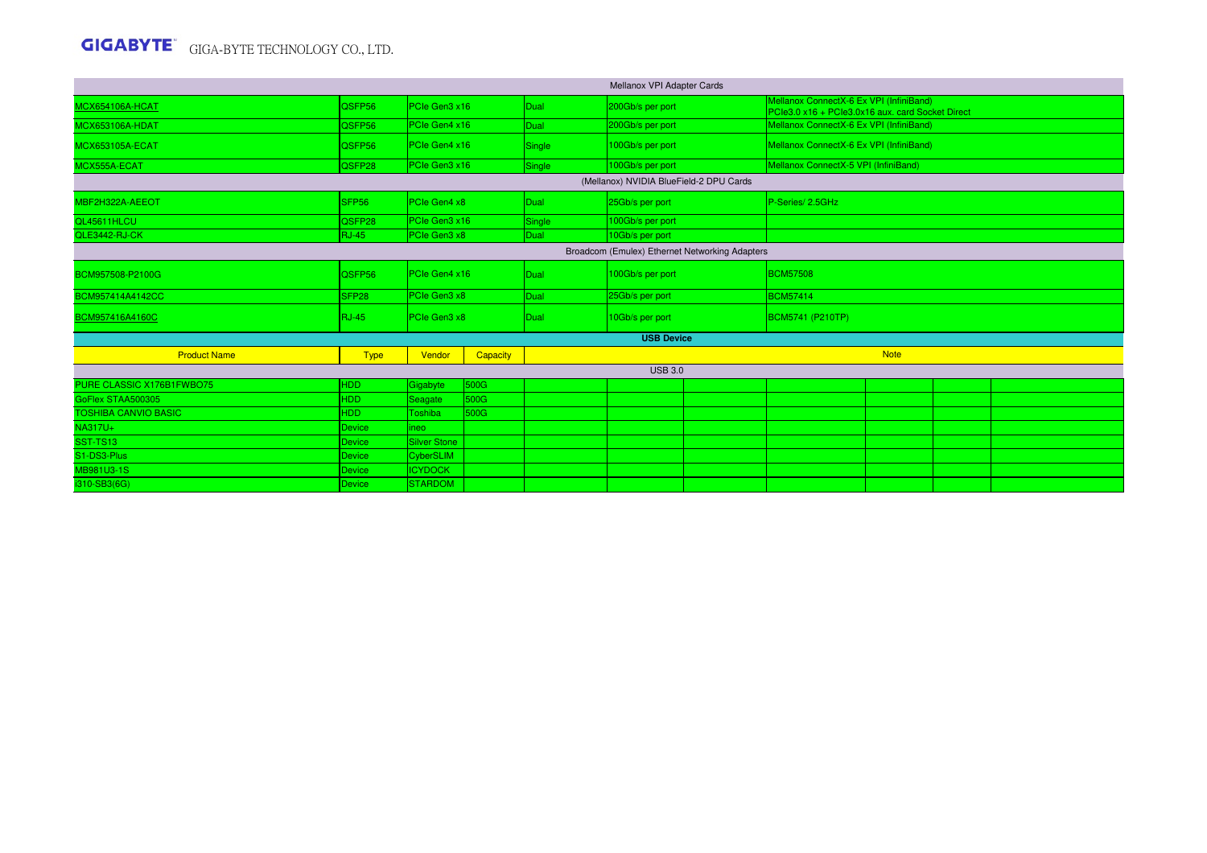| | | | | | |
|---|---|---|---|---|---|
| Mellanox VPI Adapter Cards | | | | | |
| MCX654106A-HCAT | QSFP56 | PCIe Gen3 x16 | Dual | 200Gb/s per port | Mellanox ConnectX-6 Ex VPI (InfiniBand) PCIe3.0 x16 + PCIe3.0x16 aux. card Socket Direct |
| MCX653106A-HDAT | QSFP56 | PCIe Gen4 x16 | Dual | 200Gb/s per port | Mellanox ConnectX-6 Ex VPI (InfiniBand) |
| MCX653105A-ECAT | QSFP56 | PCIe Gen4 x16 | Single | 100Gb/s per port | Mellanox ConnectX-6 Ex VPI (InfiniBand) |
| MCX555A-ECAT | QSFP28 | PCIe Gen3 x16 | Single | 100Gb/s per port | Mellanox ConnectX-5 VPI (InfiniBand) |
| (Mellanox) NVIDIA BlueField-2 DPU Cards | | | | | |
| MBF2H322A-AEEOT | SFP56 | PCIe Gen4 x8 | Dual | 25Gb/s per port | P-Series/ 2.5GHz |
| QL45611HLCU | QSFP28 | PCIe Gen3 x16 | Single | 100Gb/s per port | |
| QLE3442-RJ-CK | RJ-45 | PCIe Gen3 x8 | Dual | 10Gb/s per port | |
| Broadcom (Emulex) Ethernet Networking Adapters | | | | | |
| BCM957508-P2100G | QSFP56 | PCIe Gen4 x16 | Dual | 100Gb/s per port | BCM57508 |
| BCM957414A4142CC | SFP28 | PCIe Gen3 x8 | Dual | 25Gb/s per port | BCM57414 |
| BCM957416A4160C | RJ-45 | PCIe Gen3 x8 | Dual | 10Gb/s per port | BCM5741 (P210TP) |

**USB Device**

| Product Name | Type | Vendor | Capacity | Note |
|---|---|---|---|---|
| USB 3.0 | | | | |
| PURE CLASSIC X176B1FWBO75 | HDD | Gigabyte | 500G | |
| GoFlex STAA500305 | HDD | Seagate | 500G | |
| TOSHIBA CANVIO BASIC | HDD | Toshiba | 500G | |
| NA317U+ | Device | ineo | | |
| SST-TS13 | Device | Silver Stone | | |
| S1-DS3-Plus | Device | CyberSLIM | | |
| MB981U3-1S | Device | ICYDOCK | | |
| i310-SB3(6G) | Device | STARDOM | | |